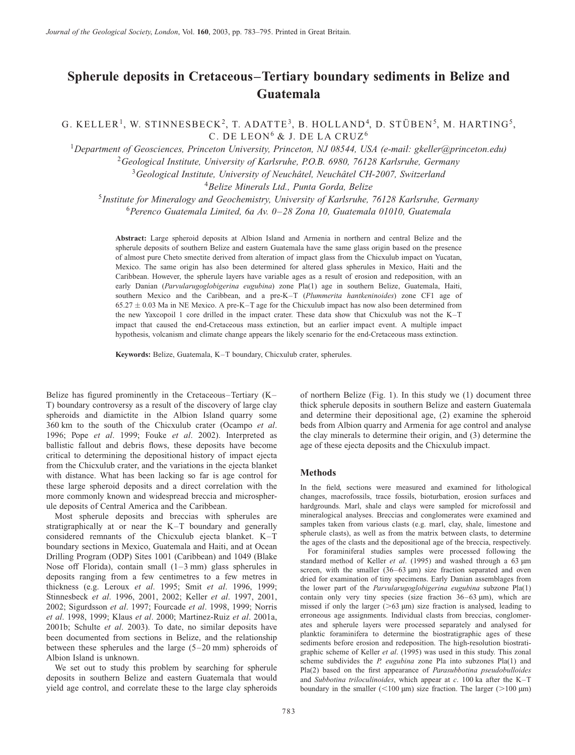# Spherule deposits in Cretaceous–Tertiary boundary sediments in Belize and Guatemala

G. KELLER[1], W. STINNESBECK[2], T. ADATTE[3], B. HOLLAND[4], D. STÜBEN[5], M. HARTING[5], C. DE LEON[6] & J. DE LA CRUZ[6]

[1]*Department of Geosciences, Princeton University, Princeton, NJ 08544, USA (e-mail: gkeller@princeton.edu)*
[2]*Geological Institute, University of Karlsruhe, P.O.B. 6980, 76128 Karlsruhe, Germany*
[3]*Geological Institute, University of Neuchâtel, Neuchâtel CH-2007, Switzerland*
[4]*Belize Minerals Ltd., Punta Gorda, Belize*
[5]*Institute for Mineralogy and Geochemistry, University of Karlsruhe, 76128 Karlsruhe, Germany*
[6]*Perenco Guatemala Limited, 6a Av. 0–28 Zona 10, Guatemala 01010, Guatemala*

**Abstract:** Large spheroid deposits at Albion Island and Armenia in northern and central Belize and the spherule deposits of southern Belize and eastern Guatemala have the same glass origin based on the presence of almost pure Cheto smectite derived from alteration of impact glass from the Chicxulub impact on Yucatan, Mexico. The same origin has also been determined for altered glass spherules in Mexico, Haiti and the Caribbean. However, the spherule layers have variable ages as a result of erosion and redeposition, with an early Danian (*Parvularugoglobigerina eugubina*) zone Pla(1) age in southern Belize, Guatemala, Haiti, southern Mexico and the Caribbean, and a pre-K–T (*Plummerita hantkeninoides*) zone CF1 age of 65.27 ± 0.03 Ma in NE Mexico. A pre-K–T age for the Chicxulub impact has now also been determined from the new Yaxcopoil 1 core drilled in the impact crater. These data show that Chicxulub was not the K–T impact that caused the end-Cretaceous mass extinction, but an earlier impact event. A multiple impact hypothesis, volcanism and climate change appears the likely scenario for the end-Cretaceous mass extinction.

**Keywords:** Belize, Guatemala, K–T boundary, Chicxulub crater, spherules.

Belize has figured prominently in the Cretaceous–Tertiary (K–T) boundary controversy as a result of the discovery of large clay spheroids and diamictite in the Albion Island quarry some 360 km to the south of the Chicxulub crater (Ocampo *et al*. 1996; Pope *et al*. 1999; Fouke *et al*. 2002). Interpreted as ballistic fallout and debris flows, these deposits have become critical to determining the depositional history of impact ejecta from the Chicxulub crater, and the variations in the ejecta blanket with distance. What has been lacking so far is age control for these large spheroid deposits and a direct correlation with the more commonly known and widespread breccia and microspherule deposits of Central America and the Caribbean.

Most spherule deposits and breccias with spherules are stratigraphically at or near the K–T boundary and generally considered remnants of the Chicxulub ejecta blanket. K–T boundary sections in Mexico, Guatemala and Haiti, and at Ocean Drilling Program (ODP) Sites 1001 (Caribbean) and 1049 (Blake Nose off Florida), contain small (1–3 mm) glass spherules in deposits ranging from a few centimetres to a few metres in thickness (e.g. Leroux *et al*. 1995; Smit *et al*. 1996, 1999; Stinnesbeck *et al*. 1996, 2001, 2002; Keller *et al*. 1997, 2001, 2002; Sigurdsson *et al*. 1997; Fourcade *et al*. 1998, 1999; Norris *et al*. 1998, 1999; Klaus *et al*. 2000; Martinez-Ruiz *et al*. 2001a, 2001b; Schulte *et al*. 2003). To date, no similar deposits have been documented from sections in Belize, and the relationship between these spherules and the large (5–20 mm) spheroids of Albion Island is unknown.

We set out to study this problem by searching for spherule deposits in southern Belize and eastern Guatemala that would yield age control, and correlate these to the large clay spheroids of northern Belize (Fig. 1). In this study we (1) document three thick spherule deposits in southern Belize and eastern Guatemala and determine their depositional age, (2) examine the spheroid beds from Albion quarry and Armenia for age control and analyse the clay minerals to determine their origin, and (3) determine the age of these ejecta deposits and the Chicxulub impact.

## Methods

In the field, sections were measured and examined for lithological changes, macrofossils, trace fossils, bioturbation, erosion surfaces and hardgrounds. Marl, shale and clays were sampled for microfossil and mineralogical analyses. Breccias and conglomerates were examined and samples taken from various clasts (e.g. marl, clay, shale, limestone and spherule clasts), as well as from the matrix between clasts, to determine the ages of the clasts and the depositional age of the breccia, respectively.

For foraminiferal studies samples were processed following the standard method of Keller *et al*. (1995) and washed through a 63 μm screen, with the smaller (36–63 μm) size fraction separated and oven dried for examination of tiny specimens. Early Danian assemblages from the lower part of the *Parvularugoglobigerina eugubina* subzone Pla(1) contain only very tiny species (size fraction 36–63 μm), which are missed if only the larger (>63 μm) size fraction is analysed, leading to erroneous age assignments. Individual clasts from breccias, conglomerates and spherule layers were processed separately and analysed for planktic foraminifera to determine the biostratigraphic ages of these sediments before erosion and redeposition. The high-resolution biostratigraphic scheme of Keller *et al*. (1995) was used in this study. This zonal scheme subdivides the *P. eugubina* zone Pla into subzones Pla(1) and Pla(2) based on the first appearance of *Parasubbotina pseudobulloides* and *Subbotina triloculinoides*, which appear at *c*. 100 ka after the K–T boundary in the smaller (<100 μm) size fraction. The larger (>100 μm)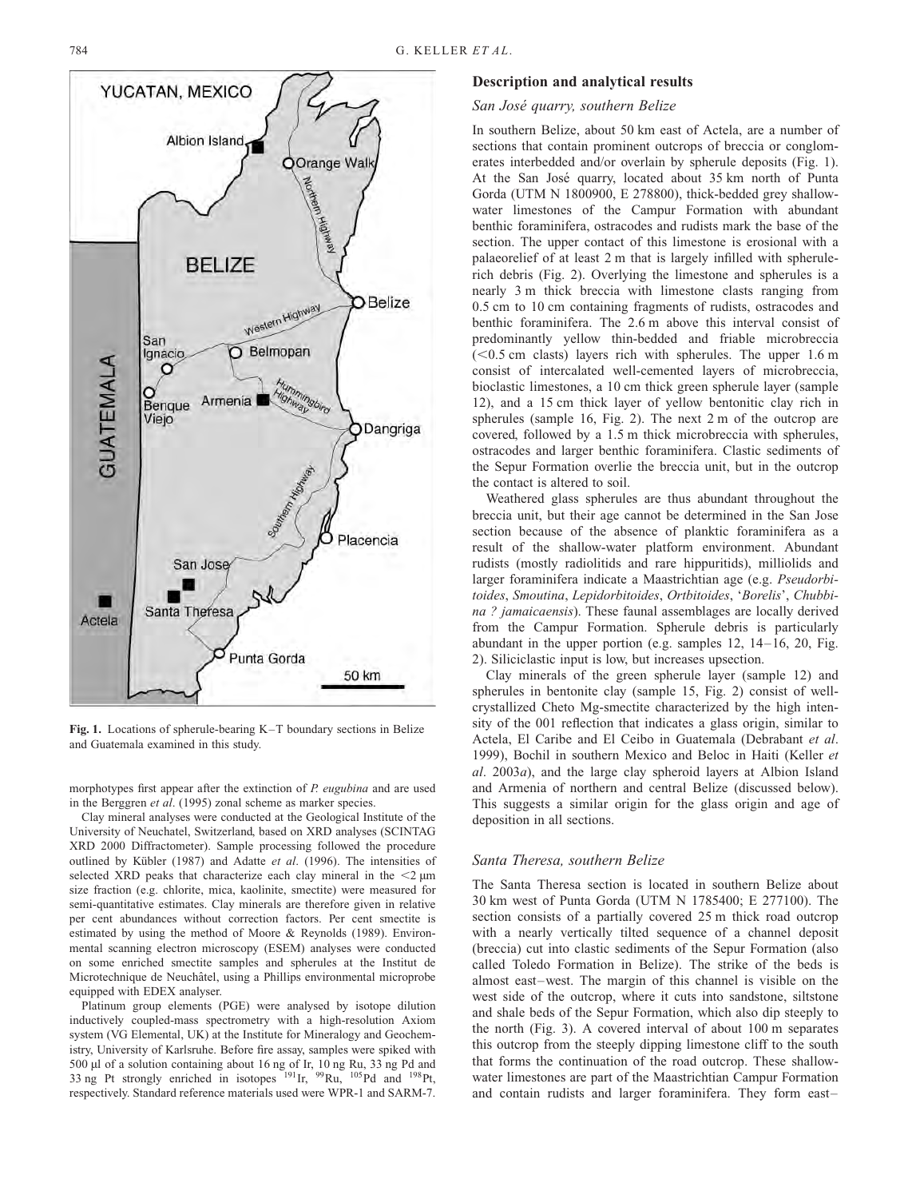**Fig. 1.** Locations of spherule-bearing K–T boundary sections in Belize and Guatemala examined in this study.

morphotypes first appear after the extinction of *P. eugubina* and are used in the Berggren *et al*. (1995) zonal scheme as marker species.

Clay mineral analyses were conducted at the Geological Institute of the University of Neuchatel, Switzerland, based on XRD analyses (SCINTAG XRD 2000 Diffractometer). Sample processing followed the procedure outlined by Kübler (1987) and Adatte *et al*. (1996). The intensities of selected XRD peaks that characterize each clay mineral in the $<2$ μm size fraction (e.g. chlorite, mica, kaolinite, smectite) were measured for semi-quantitative estimates. Clay minerals are therefore given in relative per cent abundances without correction factors. Per cent smectite is estimated by using the method of Moore & Reynolds (1989). Environmental scanning electron microscopy (ESEM) analyses were conducted on some enriched smectite samples and spherules at the Institut de Microtechnique de Neuchâtel, using a Phillips environmental microprobe equipped with EDEX analyser.

Platinum group elements (PGE) were analysed by isotope dilution inductively coupled-mass spectrometry with a high-resolution Axiom system (VG Elemental, UK) at the Institute for Mineralogy and Geochemistry, University of Karlsruhe. Before fire assay, samples were spiked with 500 μl of a solution containing about 16 ng of Ir, 10 ng Ru, 33 ng Pd and 33 ng Pt strongly enriched in isotopes $^{191}$Ir, $^{99}$Ru, $^{105}$Pd and $^{198}$Pt, respectively. Standard reference materials used were WPR-1 and SARM-7.

## Description and analytical results

### San José quarry, southern Belize

In southern Belize, about 50 km east of Actela, are a number of sections that contain prominent outcrops of breccia or conglomerates interbedded and/or overlain by spherule deposits (Fig. 1). At the San José quarry, located about 35 km north of Punta Gorda (UTM N 1800900, E 278800), thick-bedded grey shallow-water limestones of the Campur Formation with abundant benthic foraminifera, ostracodes and rudists mark the base of the section. The upper contact of this limestone is erosional with a palaeorelief of at least 2 m that is largely infilled with spherule-rich debris (Fig. 2). Overlying the limestone and spherules is a nearly 3 m thick breccia with limestone clasts ranging from 0.5 cm to 10 cm containing fragments of rudists, ostracodes and benthic foraminifera. The 2.6 m above this interval consist of predominantly yellow thin-bedded and friable microbreccia ($<0.5$ cm clasts) layers rich with spherules. The upper 1.6 m consist of intercalated well-cemented layers of microbreccia, bioclastic limestones, a 10 cm thick green spherule layer (sample 12), and a 15 cm thick layer of yellow bentonitic clay rich in spherules (sample 16, Fig. 2). The next 2 m of the outcrop are covered, followed by a 1.5 m thick microbreccia with spherules, ostracodes and larger benthic foraminifera. Clastic sediments of the Sepur Formation overlie the breccia unit, but in the outcrop the contact is altered to soil.

Weathered glass spherules are thus abundant throughout the breccia unit, but their age cannot be determined in the San Jose section because of the absence of planktic foraminifera as a result of the shallow-water platform environment. Abundant rudists (mostly radiolitids and rare hippuritids), milliolids and larger foraminifera indicate a Maastrichtian age (e.g. *Pseudorbitoides*, *Smoutina*, *Lepidorbitoides*, *Ortbitoides*, '*Borelis*', *Chubbina ? jamaicaensis*). These faunal assemblages are locally derived from the Campur Formation. Spherule debris is particularly abundant in the upper portion (e.g. samples 12, 14–16, 20, Fig. 2). Siliciclastic input is low, but increases upsection.

Clay minerals of the green spherule layer (sample 12) and spherules in bentonite clay (sample 15, Fig. 2) consist of well-crystallized Cheto Mg-smectite characterized by the high intensity of the 001 reflection that indicates a glass origin, similar to Actela, El Caribe and El Ceibo in Guatemala (Debrabant *et al*. 1999), Bochil in southern Mexico and Beloc in Haiti (Keller *et al*. 2003*a*), and the large clay spheroid layers at Albion Island and Armenia of northern and central Belize (discussed below). This suggests a similar origin for the glass origin and age of deposition in all sections.

### Santa Theresa, southern Belize

The Santa Theresa section is located in southern Belize about 30 km west of Punta Gorda (UTM N 1785400; E 277100). The section consists of a partially covered 25 m thick road outcrop with a nearly vertically tilted sequence of a channel deposit (breccia) cut into clastic sediments of the Sepur Formation (also called Toledo Formation in Belize). The strike of the beds is almost east–west. The margin of this channel is visible on the west side of the outcrop, where it cuts into sandstone, siltstone and shale beds of the Sepur Formation, which also dip steeply to the north (Fig. 3). A covered interval of about 100 m separates this outcrop from the steeply dipping limestone cliff to the south that forms the continuation of the road outcrop. These shallow-water limestones are part of the Maastrichtian Campur Formation and contain rudists and larger foraminifera. They form east–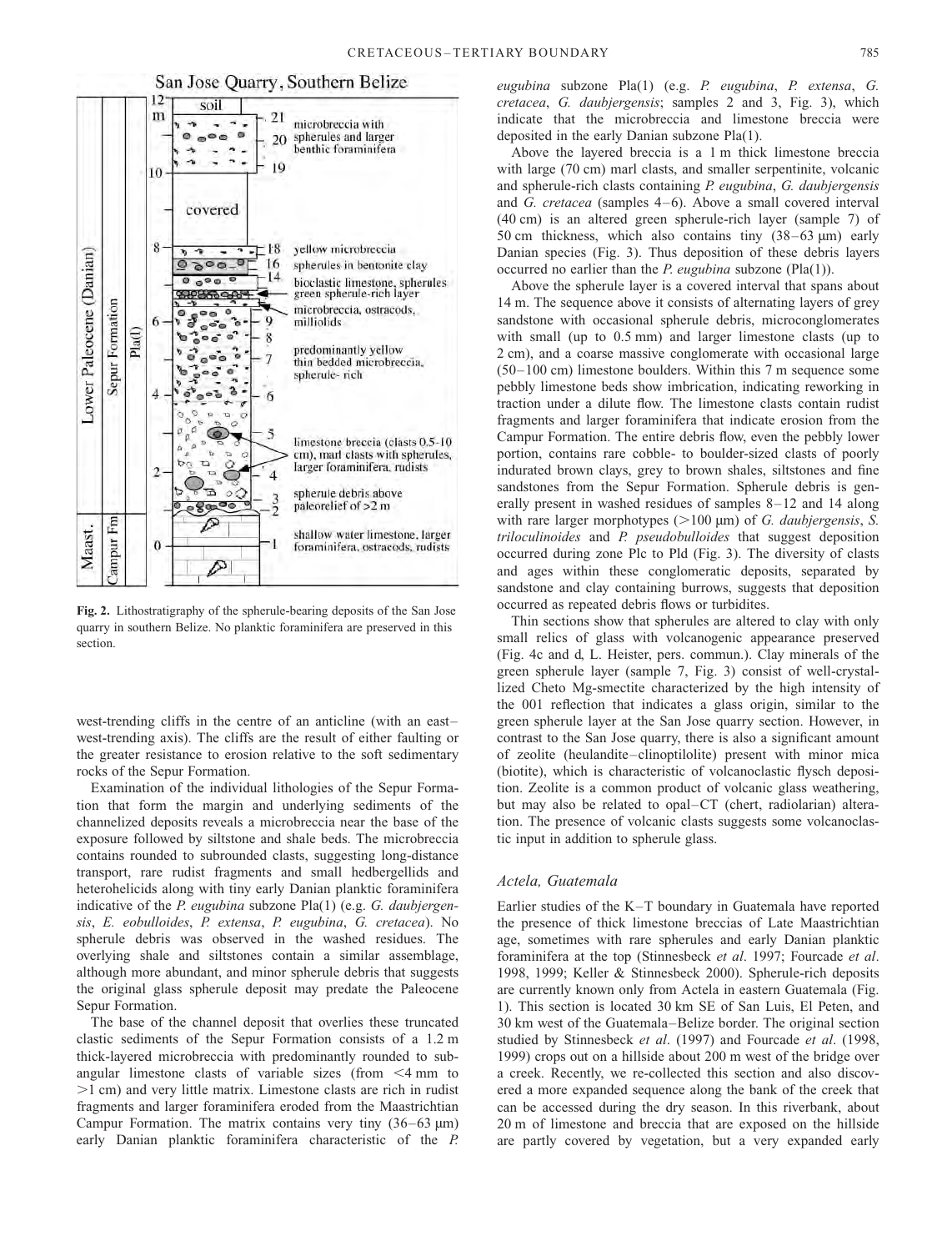Fig. 2. Lithostratigraphy of the spherule-bearing deposits of the San Jose quarry in southern Belize. No planktic foraminifera are preserved in this section.

west-trending cliffs in the centre of an anticline (with an east–west-trending axis). The cliffs are the result of either faulting or the greater resistance to erosion relative to the soft sedimentary rocks of the Sepur Formation.

Examination of the individual lithologies of the Sepur Formation that form the margin and underlying sediments of the channelized deposits reveals a microbreccia near the base of the exposure followed by siltstone and shale beds. The microbreccia contains rounded to subrounded clasts, suggesting long-distance transport, rare rudist fragments and small hedbergellids and heterohelicids along with tiny early Danian planktic foraminifera indicative of the *P. eugubina* subzone Pla(1) (e.g. *G. daubjergensis*, *E. eobulloides*, *P. extensa*, *P. eugubina*, *G. cretacea*). No spherule debris was observed in the washed residues. The overlying shale and siltstones contain a similar assemblage, although more abundant, and minor spherule debris that suggests the original glass spherule deposit may predate the Paleocene Sepur Formation.

The base of the channel deposit that overlies these truncated clastic sediments of the Sepur Formation consists of a 1.2 m thick-layered microbreccia with predominantly rounded to subangular limestone clasts of variable sizes (from <4 mm to >1 cm) and very little matrix. Limestone clasts are rich in rudist fragments and larger foraminifera eroded from the Maastrichtian Campur Formation. The matrix contains very tiny (36–63 μm) early Danian planktic foraminifera characteristic of the *P. eugubina* subzone Pla(1) (e.g. *P. eugubina*, *P. extensa*, *G. cretacea*, *G. daubjergensis*; samples 2 and 3, Fig. 3), which indicate that the microbreccia and limestone breccia were deposited in the early Danian subzone Pla(1).

Above the layered breccia is a 1 m thick limestone breccia with large (70 cm) marl clasts, and smaller serpentinite, volcanic and spherule-rich clasts containing *P. eugubina*, *G. daubjergensis* and *G. cretacea* (samples 4–6). Above a small covered interval (40 cm) is an altered green spherule-rich layer (sample 7) of 50 cm thickness, which also contains tiny (38–63 μm) early Danian species (Fig. 3). Thus deposition of these debris layers occurred no earlier than the *P. eugubina* subzone (Pla(1)).

Above the spherule layer is a covered interval that spans about 14 m. The sequence above it consists of alternating layers of grey sandstone with occasional spherule debris, microconglomerates with small (up to 0.5 mm) and larger limestone clasts (up to 2 cm), and a coarse massive conglomerate with occasional large (50–100 cm) limestone boulders. Within this 7 m sequence some pebbly limestone beds show imbrication, indicating reworking in traction under a dilute flow. The limestone clasts contain rudist fragments and larger foraminifera that indicate erosion from the Campur Formation. The entire debris flow, even the pebbly lower portion, contains rare cobble- to boulder-sized clasts of poorly indurated brown clays, grey to brown shales, siltstones and fine sandstones from the Sepur Formation. Spherule debris is generally present in washed residues of samples 8–12 and 14 along with rare larger morphotypes (>100 μm) of *G. daubjergensis*, *S. triloculinoides* and *P. pseudobulloides* that suggest deposition occurred during zone Plc to Pld (Fig. 3). The diversity of clasts and ages within these conglomeratic deposits, separated by sandstone and clay containing burrows, suggests that deposition occurred as repeated debris flows or turbidites.

Thin sections show that spherules are altered to clay with only small relics of glass with volcanogenic appearance preserved (Fig. 4c and d, L. Heister, pers. commun.). Clay minerals of the green spherule layer (sample 7, Fig. 3) consist of well-crystallized Cheto Mg-smectite characterized by the high intensity of the 001 reflection that indicates a glass origin, similar to the green spherule layer at the San Jose quarry section. However, in contrast to the San Jose quarry, there is also a significant amount of zeolite (heulandite–clinoptilolite) present with minor mica (biotite), which is characteristic of volcanoclastic flysch deposition. Zeolite is a common product of volcanic glass weathering, but may also be related to opal–CT (chert, radiolarian) alteration. The presence of volcanic clasts suggests some volcanoclastic input in addition to spherule glass.

### Actela, Guatemala

Earlier studies of the K–T boundary in Guatemala have reported the presence of thick limestone breccias of Late Maastrichtian age, sometimes with rare spherules and early Danian planktic foraminifera at the top (Stinnesbeck *et al*. 1997; Fourcade *et al*. 1998, 1999; Keller & Stinnesbeck 2000). Spherule-rich deposits are currently known only from Actela in eastern Guatemala (Fig. 1). This section is located 30 km SE of San Luis, El Peten, and 30 km west of the Guatemala–Belize border. The original section studied by Stinnesbeck *et al*. (1997) and Fourcade *et al*. (1998, 1999) crops out on a hillside about 200 m west of the bridge over a creek. Recently, we re-collected this section and also discovered a more expanded sequence along the bank of the creek that can be accessed during the dry season. In this riverbank, about 20 m of limestone and breccia that are exposed on the hillside are partly covered by vegetation, but a very expanded early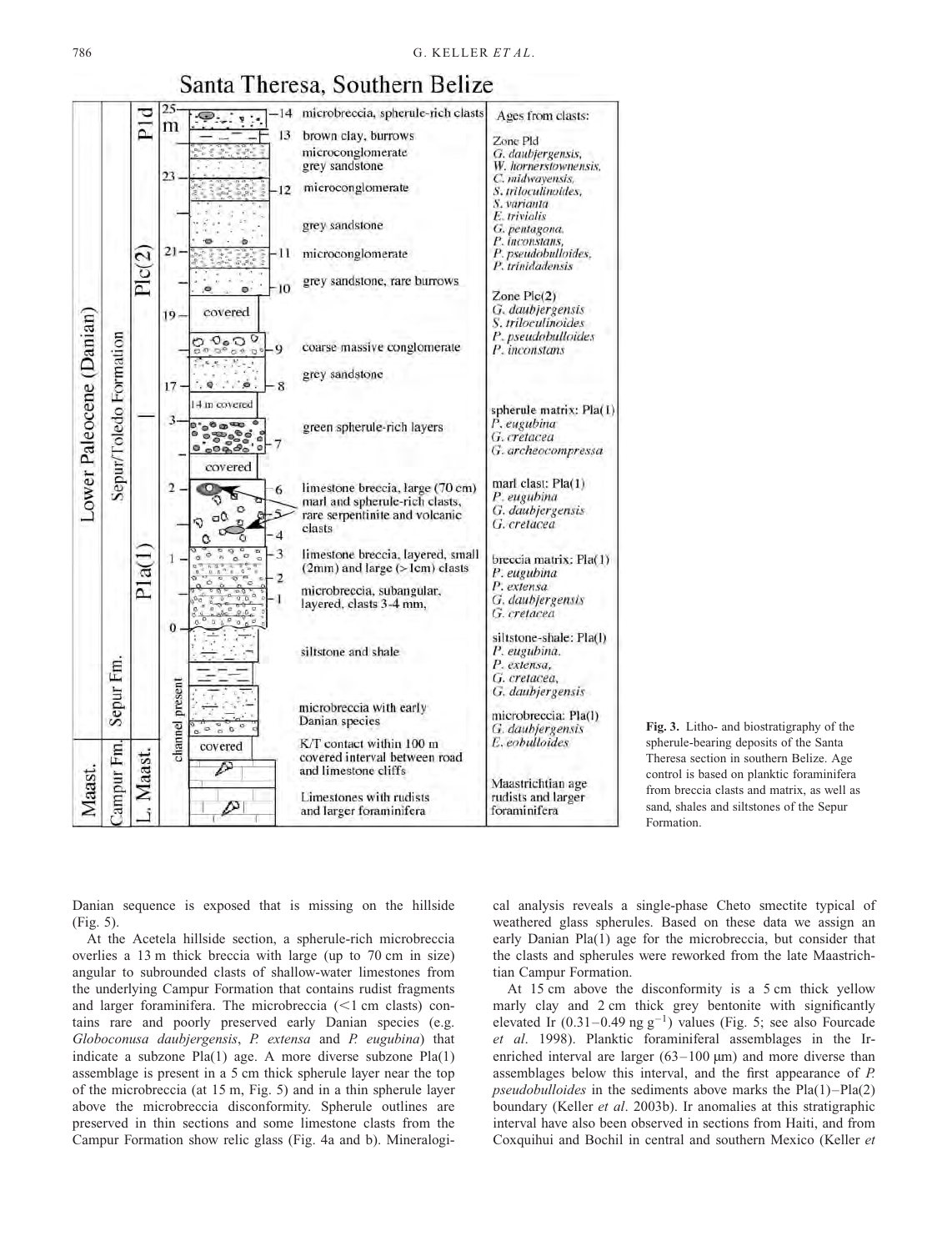Santa Theresa, Southern Belize

| Age | Formation | Zone | m | Sample | Lithology | Ages from clasts |
|---|---|---|---|---|---|---|
| Lower Paleocene (Danian) | Sepur/Toledo Formation | P1d | 25 | 14 | microbreccia, spherule-rich clasts | Zone P1d *G. daubjergensis*, *W. hornerstownensis*, *C. midwayensis*, *S. triloculinoides*, *S. varianta*, *E. trivialis*, *G. pentagona*, *P. inconstans*, *P. pseudobulloides*, *P. trinidadensis* |
| | | | | 13 | brown clay, burrows | |
| | | | | | microconglomerate | |
| | | | | | grey sandstone | |
| | | P1c(2) | 23 | 12 | microconglomerate | |
| | | | | | grey sandstone | |
| | | | 21 | 11 | microconglomerate | |
| | | | | 10 | grey sandstone, rare burrows | Zone P1c(2) *G. daubjergensis*, *S. triloculinoides*, *P. pseudobulloides*, *P. inconstans* |
| | | | 19 | | covered | |
| | | | | 9 | coarse massive conglomerate | |
| | | | 17 | 8 | grey sandstone | |
| | | | | | 14 m covered | |
| | | | 3 | 7 | green spherule-rich layers | spherule matrix: P1a(1) *P. eugubina*, *G. cretacea*, *G. archeocompressa* |
| | | | | | covered | |
| | | P1a(1) | 2 | 6, 5, 4 | limestone breccia, large (70 cm) marl and spherule-rich clasts, rare serpentinite and volcanic clasts | marl clast: P1a(1) *P. eugubina*, *G. daubjergensis*, *G. cretacea* |
| | | | 1 | 3, 2 | limestone breccia, layered, small (2mm) and large (>1cm) clasts | breccia matrix: P1a(1) *P. eugubina*, *P. extensa*, *G. daubjergensis*, *G. cretacea* |
| | | | | 1 | microbreccia, subangular, layered, clasts 3-4 mm, | |
| | Sepur Fm. | channel present | 0 | | siltstone and shale | siltstone-shale: P1a(1) *P. eugubina*, *P. extensa*, *G. cretacea*, *G. daubjergensis* |
| | | | | | microbreccia with early Danian species | microbreccia: P1a(1) *G. daubjergensis*, *E. eobulloides* |
| Maast. | Campur Fm. | L. Maast. | | | covered — K/T contact within 100 m covered interval between road and limestone cliffs | |
| | | | | | Limestones with rudists and larger foraminifera | Maastrichtian age rudists and larger foraminifera |

**Fig. 3.** Litho- and biostratigraphy of the spherule-bearing deposits of the Santa Theresa section in southern Belize. Age control is based on planktic foraminifera from breccia clasts and matrix, as well as sand, shales and siltstones of the Sepur Formation.

Danian sequence is exposed that is missing on the hillside (Fig. 5).

At the Acetela hillside section, a spherule-rich microbreccia overlies a 13 m thick breccia with large (up to 70 cm in size) angular to subrounded clasts of shallow-water limestones from the underlying Campur Formation that contains rudist fragments and larger foraminifera. The microbreccia (<1 cm clasts) contains rare and poorly preserved early Danian species (e.g. *Globoconusa daubjergensis*, *P. extensa* and *P. eugubina*) that indicate a subzone Pla(1) age. A more diverse subzone Pla(1) assemblage is present in a 5 cm thick spherule layer near the top of the microbreccia (at 15 m, Fig. 5) and in a thin spherule layer above the microbreccia disconformity. Spherule outlines are preserved in thin sections and some limestone clasts from the Campur Formation show relic glass (Fig. 4a and b). Mineralogical analysis reveals a single-phase Cheto smectite typical of weathered glass spherules. Based on these data we assign an early Danian Pla(1) age for the microbreccia, but consider that the clasts and spherules were reworked from the late Maastrichtian Campur Formation.

At 15 cm above the disconformity is a 5 cm thick yellow marly clay and 2 cm thick grey bentonite with significantly elevated Ir (0.31–0.49 ng $g^{-1}$) values (Fig. 5; see also Fourcade *et al*. 1998). Planktic foraminiferal assemblages in the Ir-enriched interval are larger (63–100 μm) and more diverse than assemblages below this interval, and the first appearance of *P. pseudobulloides* in the sediments above marks the Pla(1)–Pla(2) boundary (Keller *et al*. 2003b). Ir anomalies at this stratigraphic interval have also been observed in sections from Haiti, and from Coxquihui and Bochil in central and southern Mexico (Keller *et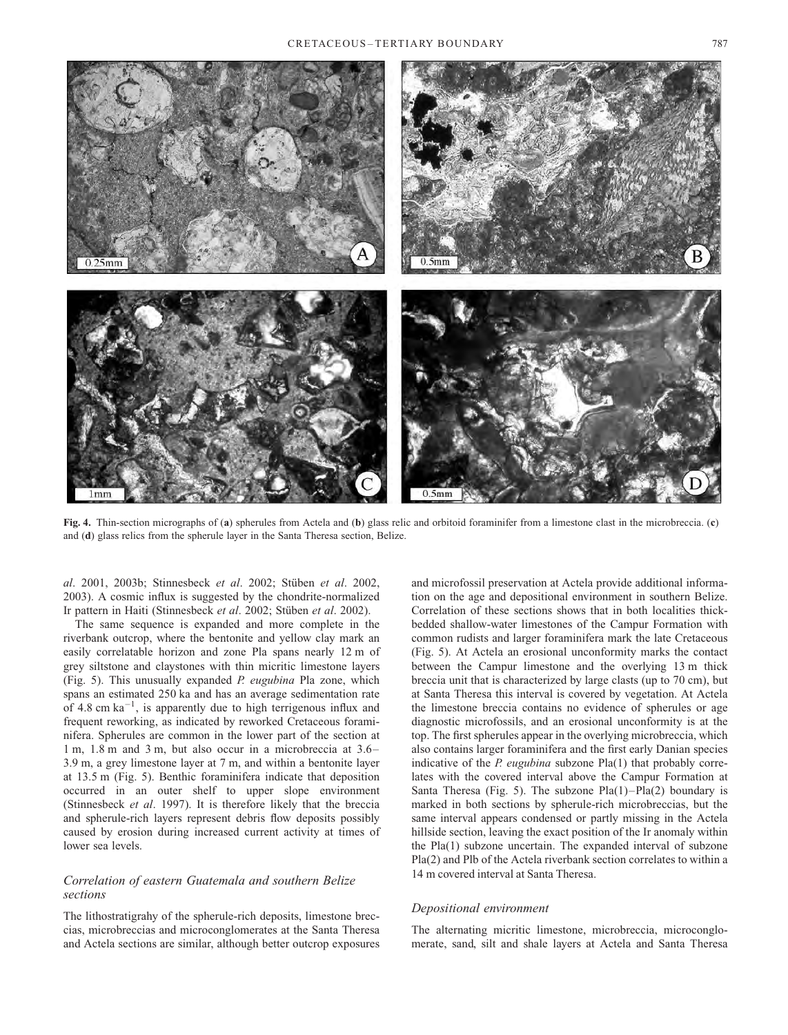**Fig. 4.** Thin-section micrographs of (**a**) spherules from Actela and (**b**) glass relic and orbitoid foraminifer from a limestone clast in the microbreccia. (**c**) and (**d**) glass relics from the spherule layer in the Santa Theresa section, Belize.

*al*. 2001, 2003b; Stinnesbeck *et al*. 2002; Stüben *et al*. 2002, 2003). A cosmic influx is suggested by the chondrite-normalized Ir pattern in Haiti (Stinnesbeck *et al*. 2002; Stüben *et al*. 2002).

The same sequence is expanded and more complete in the riverbank outcrop, where the bentonite and yellow clay mark an easily correlatable horizon and zone Pla spans nearly 12 m of grey siltstone and claystones with thin micritic limestone layers (Fig. 5). This unusually expanded *P. eugubina* Pla zone, which spans an estimated 250 ka and has an average sedimentation rate of 4.8 cm $ka^{-1}$, is apparently due to high terrigenous influx and frequent reworking, as indicated by reworked Cretaceous foraminifera. Spherules are common in the lower part of the section at 1 m, 1.8 m and 3 m, but also occur in a microbreccia at 3.6–3.9 m, a grey limestone layer at 7 m, and within a bentonite layer at 13.5 m (Fig. 5). Benthic foraminifera indicate that deposition occurred in an outer shelf to upper slope environment (Stinnesbeck *et al*. 1997). It is therefore likely that the breccia and spherule-rich layers represent debris flow deposits possibly caused by erosion during increased current activity at times of lower sea levels.

### *Correlation of eastern Guatemala and southern Belize sections*

The lithostratigrahy of the spherule-rich deposits, limestone breccias, microbreccias and microconglomerates at the Santa Theresa and Actela sections are similar, although better outcrop exposures and microfossil preservation at Actela provide additional information on the age and depositional environment in southern Belize. Correlation of these sections shows that in both localities thick-bedded shallow-water limestones of the Campur Formation with common rudists and larger foraminifera mark the late Cretaceous (Fig. 5). At Actela an erosional unconformity marks the contact between the Campur limestone and the overlying 13 m thick breccia unit that is characterized by large clasts (up to 70 cm), but at Santa Theresa this interval is covered by vegetation. At Actela the limestone breccia contains no evidence of spherules or age diagnostic microfossils, and an erosional unconformity is at the top. The first spherules appear in the overlying microbreccia, which also contains larger foraminifera and the first early Danian species indicative of the *P. eugubina* subzone Pla(1) that probably correlates with the covered interval above the Campur Formation at Santa Theresa (Fig. 5). The subzone Pla(1)–Pla(2) boundary is marked in both sections by spherule-rich microbreccias, but the same interval appears condensed or partly missing in the Actela hillside section, leaving the exact position of the Ir anomaly within the Pla(1) subzone uncertain. The expanded interval of subzone Pla(2) and Plb of the Actela riverbank section correlates to within a 14 m covered interval at Santa Theresa.

### *Depositional environment*

The alternating micritic limestone, microbreccia, microconglomerate, sand, silt and shale layers at Actela and Santa Theresa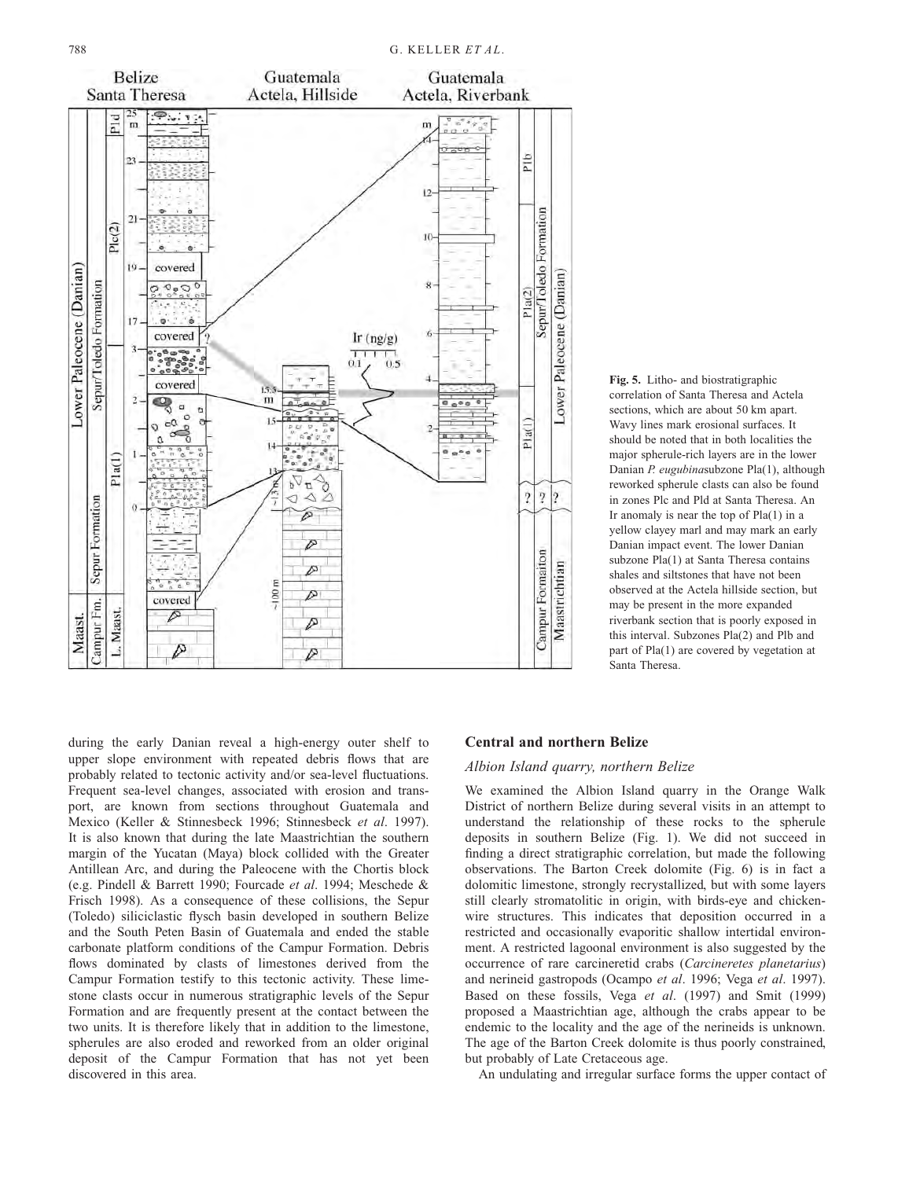**Fig. 5.** Litho- and biostratigraphic correlation of Santa Theresa and Actela sections, which are about 50 km apart. Wavy lines mark erosional surfaces. It should be noted that in both localities the major spherule-rich layers are in the lower Danian *P. eugubina*subzone Pla(1), although reworked spherule clasts can also be found in zones Plc and Pld at Santa Theresa. An Ir anomaly is near the top of Pla(1) in a yellow clayey marl and may mark an early Danian impact event. The lower Danian subzone Pla(1) at Santa Theresa contains shales and siltstones that have not been observed at the Actela hillside section, but may be present in the more expanded riverbank section that is poorly exposed in this interval. Subzones Pla(2) and Plb and part of Pla(1) are covered by vegetation at Santa Theresa.

during the early Danian reveal a high-energy outer shelf to upper slope environment with repeated debris flows that are probably related to tectonic activity and/or sea-level fluctuations. Frequent sea-level changes, associated with erosion and transport, are known from sections throughout Guatemala and Mexico (Keller & Stinnesbeck 1996; Stinnesbeck *et al*. 1997). It is also known that during the late Maastrichtian the southern margin of the Yucatan (Maya) block collided with the Greater Antillean Arc, and during the Paleocene with the Chortis block (e.g. Pindell & Barrett 1990; Fourcade *et al*. 1994; Meschede & Frisch 1998). As a consequence of these collisions, the Sepur (Toledo) siliciclastic flysch basin developed in southern Belize and the South Peten Basin of Guatemala and ended the stable carbonate platform conditions of the Campur Formation. Debris flows dominated by clasts of limestones derived from the Campur Formation testify to this tectonic activity. These limestone clasts occur in numerous stratigraphic levels of the Sepur Formation and are frequently present at the contact between the two units. It is therefore likely that in addition to the limestone, spherules are also eroded and reworked from an older original deposit of the Campur Formation that has not yet been discovered in this area.

## Central and northern Belize

### *Albion Island quarry, northern Belize*

We examined the Albion Island quarry in the Orange Walk District of northern Belize during several visits in an attempt to understand the relationship of these rocks to the spherule deposits in southern Belize (Fig. 1). We did not succeed in finding a direct stratigraphic correlation, but made the following observations. The Barton Creek dolomite (Fig. 6) is in fact a dolomitic limestone, strongly recrystallized, but with some layers still clearly stromatolitic in origin, with birds-eye and chicken-wire structures. This indicates that deposition occurred in a restricted and occasionally evaporitic shallow intertidal environment. A restricted lagoonal environment is also suggested by the occurrence of rare carcineretid crabs (*Carcineretes planetarius*) and nerineid gastropods (Ocampo *et al*. 1996; Vega *et al*. 1997). Based on these fossils, Vega *et al*. (1997) and Smit (1999) proposed a Maastrichtian age, although the crabs appear to be endemic to the locality and the age of the nerineids is unknown. The age of the Barton Creek dolomite is thus poorly constrained, but probably of Late Cretaceous age.

An undulating and irregular surface forms the upper contact of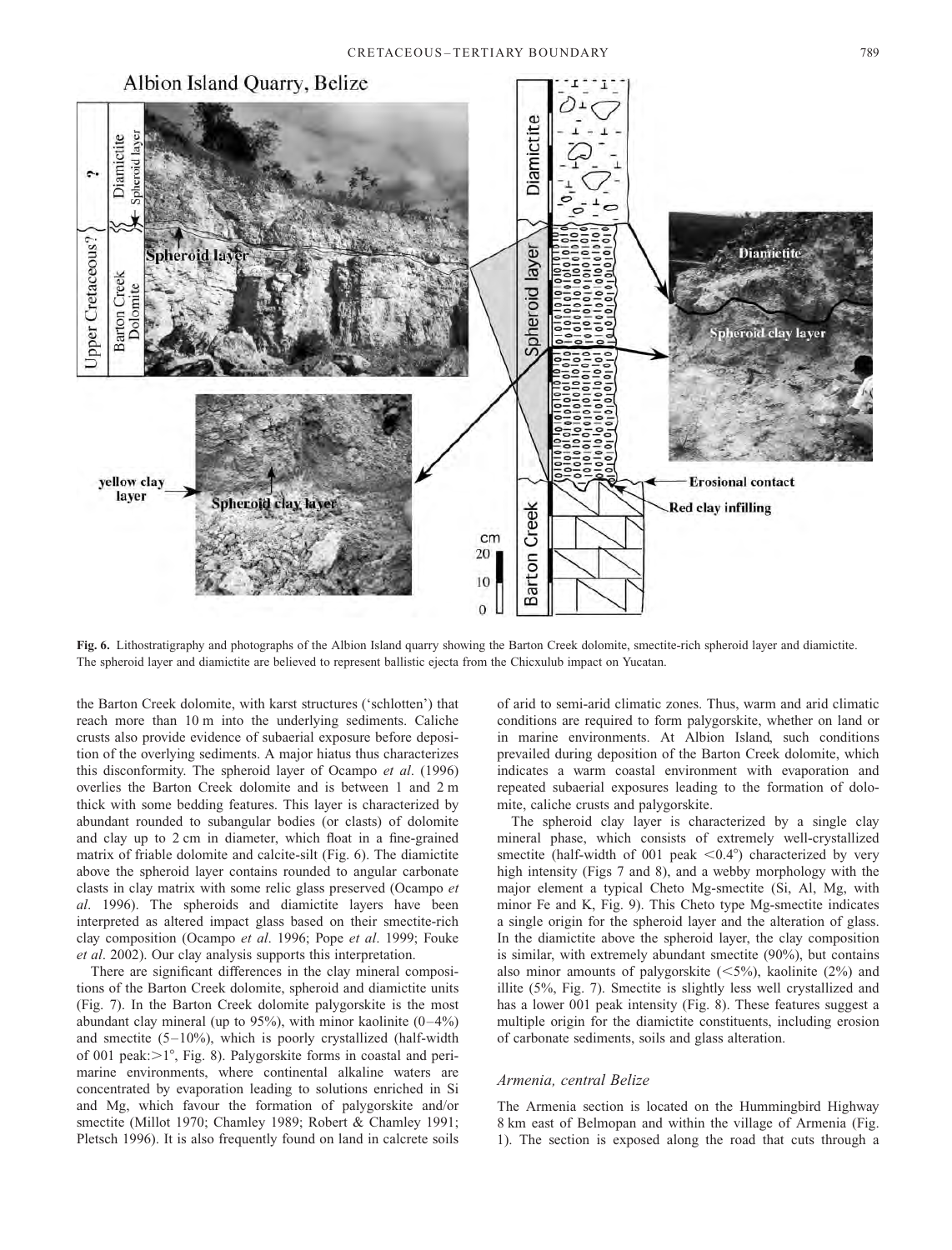**Fig. 6.** Lithostratigraphy and photographs of the Albion Island quarry showing the Barton Creek dolomite, smectite-rich spheroid layer and diamictite. The spheroid layer and diamictite are believed to represent ballistic ejecta from the Chicxulub impact on Yucatan.

the Barton Creek dolomite, with karst structures ('schlotten') that reach more than 10 m into the underlying sediments. Caliche crusts also provide evidence of subaerial exposure before deposition of the overlying sediments. A major hiatus thus characterizes this disconformity. The spheroid layer of Ocampo *et al*. (1996) overlies the Barton Creek dolomite and is between 1 and 2 m thick with some bedding features. This layer is characterized by abundant rounded to subangular bodies (or clasts) of dolomite and clay up to 2 cm in diameter, which float in a fine-grained matrix of friable dolomite and calcite-silt (Fig. 6). The diamictite above the spheroid layer contains rounded to angular carbonate clasts in clay matrix with some relic glass preserved (Ocampo *et al*. 1996). The spheroids and diamictite layers have been interpreted as altered impact glass based on their smectite-rich clay composition (Ocampo *et al*. 1996; Pope *et al*. 1999; Fouke *et al*. 2002). Our clay analysis supports this interpretation.

There are significant differences in the clay mineral compositions of the Barton Creek dolomite, spheroid and diamictite units (Fig. 7). In the Barton Creek dolomite palygorskite is the most abundant clay mineral (up to 95%), with minor kaolinite (0–4%) and smectite (5–10%), which is poorly crystallized (half-width of 001 peak: $>1°$, Fig. 8). Palygorskite forms in coastal and peri-marine environments, where continental alkaline waters are concentrated by evaporation leading to solutions enriched in Si and Mg, which favour the formation of palygorskite and/or smectite (Millot 1970; Chamley 1989; Robert & Chamley 1991; Pletsch 1996). It is also frequently found on land in calcrete soils of arid to semi-arid climatic zones. Thus, warm and arid climatic conditions are required to form palygorskite, whether on land or in marine environments. At Albion Island, such conditions prevailed during deposition of the Barton Creek dolomite, which indicates a warm coastal environment with evaporation and repeated subaerial exposures leading to the formation of dolomite, caliche crusts and palygorskite.

The spheroid clay layer is characterized by a single clay mineral phase, which consists of extremely well-crystallized smectite (half-width of 001 peak $<0.4°$) characterized by very high intensity (Figs 7 and 8), and a webby morphology with the major element a typical Cheto Mg-smectite (Si, Al, Mg, with minor Fe and K, Fig. 9). This Cheto type Mg-smectite indicates a single origin for the spheroid layer and the alteration of glass. In the diamictite above the spheroid layer, the clay composition is similar, with extremely abundant smectite (90%), but contains also minor amounts of palygorskite ($<5\%$), kaolinite (2%) and illite (5%, Fig. 7). Smectite is slightly less well crystallized and has a lower 001 peak intensity (Fig. 8). These features suggest a multiple origin for the diamictite constituents, including erosion of carbonate sediments, soils and glass alteration.

### *Armenia, central Belize*

The Armenia section is located on the Hummingbird Highway 8 km east of Belmopan and within the village of Armenia (Fig. 1). The section is exposed along the road that cuts through a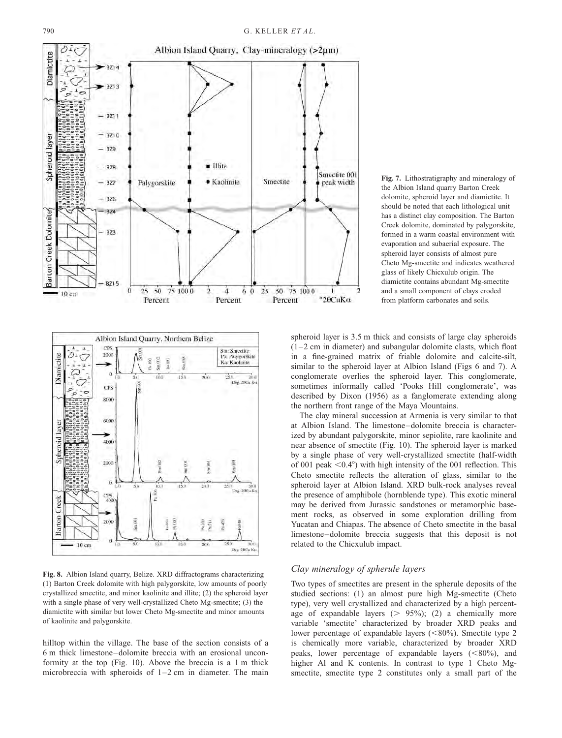**Fig. 7.** Lithostratigraphy and mineralogy of the Albion Island quarry Barton Creek dolomite, spheroid layer and diamictite. It should be noted that each lithological unit has a distinct clay composition. The Barton Creek dolomite, dominated by palygorskite, formed in a warm coastal environment with evaporation and subaerial exposure. The spheroid layer consists of almost pure Cheto Mg-smectite and indicates weathered glass of likely Chicxulub origin. The diamictite contains abundant Mg-smectite and a small component of clays eroded from platform carbonates and soils.

**Fig. 8.** Albion Island quarry, Belize. XRD diffractograms characterizing (1) Barton Creek dolomite with high palygorskite, low amounts of poorly crystallized smectite, and minor kaolinite and illite; (2) the spheroid layer with a single phase of very well-crystallized Cheto Mg-smectite; (3) the diamictite with similar but lower Cheto Mg-smectite and minor amounts of kaolinite and palygorskite.

hilltop within the village. The base of the section consists of a 6 m thick limestone–dolomite breccia with an erosional unconformity at the top (Fig. 10). Above the breccia is a 1 m thick microbreccia with spheroids of 1–2 cm in diameter. The main spheroid layer is 3.5 m thick and consists of large clay spheroids (1–2 cm in diameter) and subangular dolomite clasts, which float in a fine-grained matrix of friable dolomite and calcite-silt, similar to the spheroid layer at Albion Island (Figs 6 and 7). A conglomerate overlies the spheroid layer. This conglomerate, sometimes informally called 'Pooks Hill conglomerate', was described by Dixon (1956) as a fanglomerate extending along the northern front range of the Maya Mountains.

The clay mineral succession at Armenia is very similar to that at Albion Island. The limestone–dolomite breccia is characterized by abundant palygorskite, minor sepiolite, rare kaolinite and near absence of smectite (Fig. 10). The spheroid layer is marked by a single phase of very well-crystallized smectite (half-width of 001 peak <0.4°) with high intensity of the 001 reflection. This Cheto smectite reflects the alteration of glass, similar to the spheroid layer at Albion Island. XRD bulk-rock analyses reveal the presence of amphibole (hornblende type). This exotic mineral may be derived from Jurassic sandstones or metamorphic basement rocks, as observed in some exploration drilling from Yucatan and Chiapas. The absence of Cheto smectite in the basal limestone–dolomite breccia suggests that this deposit is not related to the Chicxulub impact.

### *Clay mineralogy of spherule layers*

Two types of smectites are present in the spherule deposits of the studied sections: (1) an almost pure high Mg-smectite (Cheto type), very well crystallized and characterized by a high percentage of expandable layers (> 95%); (2) a chemically more variable 'smectite' characterized by broader XRD peaks and lower percentage of expandable layers (<80%). Smectite type 2 is chemically more variable, characterized by broader XRD peaks, lower percentage of expandable layers (<80%), and higher Al and K contents. In contrast to type 1 Cheto Mg-smectite, smectite type 2 constitutes only a small part of the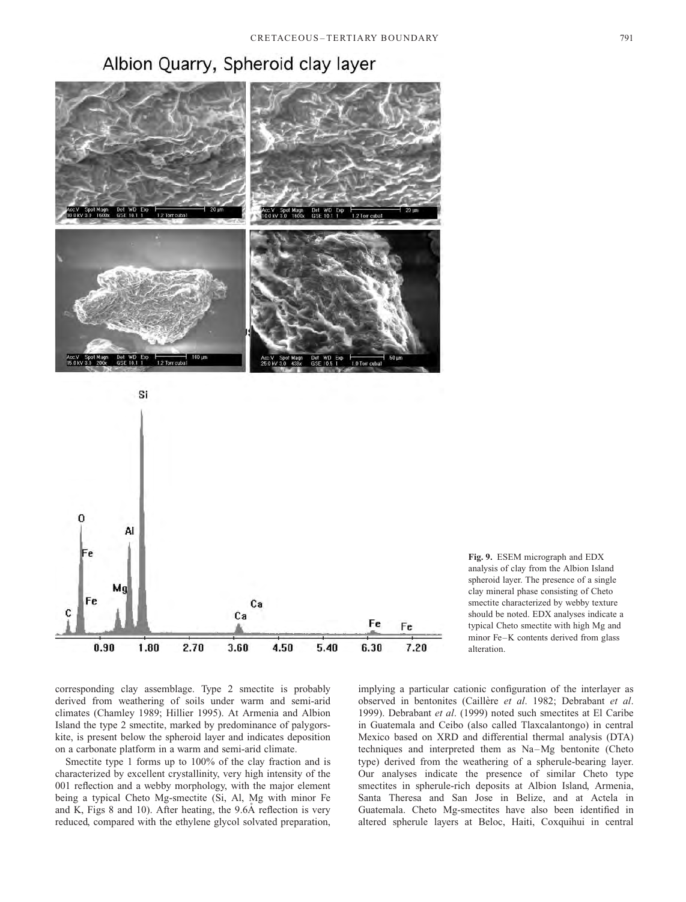Fig. 9. ESEM micrograph and EDX analysis of clay from the Albion Island spheroid layer. The presence of a single clay mineral phase consisting of Cheto smectite characterized by webby texture should be noted. EDX analyses indicate a typical Cheto smectite with high Mg and minor Fe–K contents derived from glass alteration.

corresponding clay assemblage. Type 2 smectite is probably derived from weathering of soils under warm and semi-arid climates (Chamley 1989; Hillier 1995). At Armenia and Albion Island the type 2 smectite, marked by predominance of palygorskite, is present below the spheroid layer and indicates deposition on a carbonate platform in a warm and semi-arid climate.

Smectite type 1 forms up to 100% of the clay fraction and is characterized by excellent crystallinity, very high intensity of the 001 reflection and a webby morphology, with the major element being a typical Cheto Mg-smectite (Si, Al, Mg with minor Fe and K, Figs 8 and 10). After heating, the 9.6Å reflection is very reduced, compared with the ethylene glycol solvated preparation, implying a particular cationic configuration of the interlayer as observed in bentonites (Caillère *et al*. 1982; Debrabant *et al*. 1999). Debrabant *et al*. (1999) noted such smectites at El Caribe in Guatemala and Ceibo (also called Tlaxcalantongo) in central Mexico based on XRD and differential thermal analysis (DTA) techniques and interpreted them as Na–Mg bentonite (Cheto type) derived from the weathering of a spherule-bearing layer. Our analyses indicate the presence of similar Cheto type smectites in spherule-rich deposits at Albion Island, Armenia, Santa Theresa and San Jose in Belize, and at Actela in Guatemala. Cheto Mg-smectites have also been identified in altered spherule layers at Beloc, Haiti, Coxquihui in central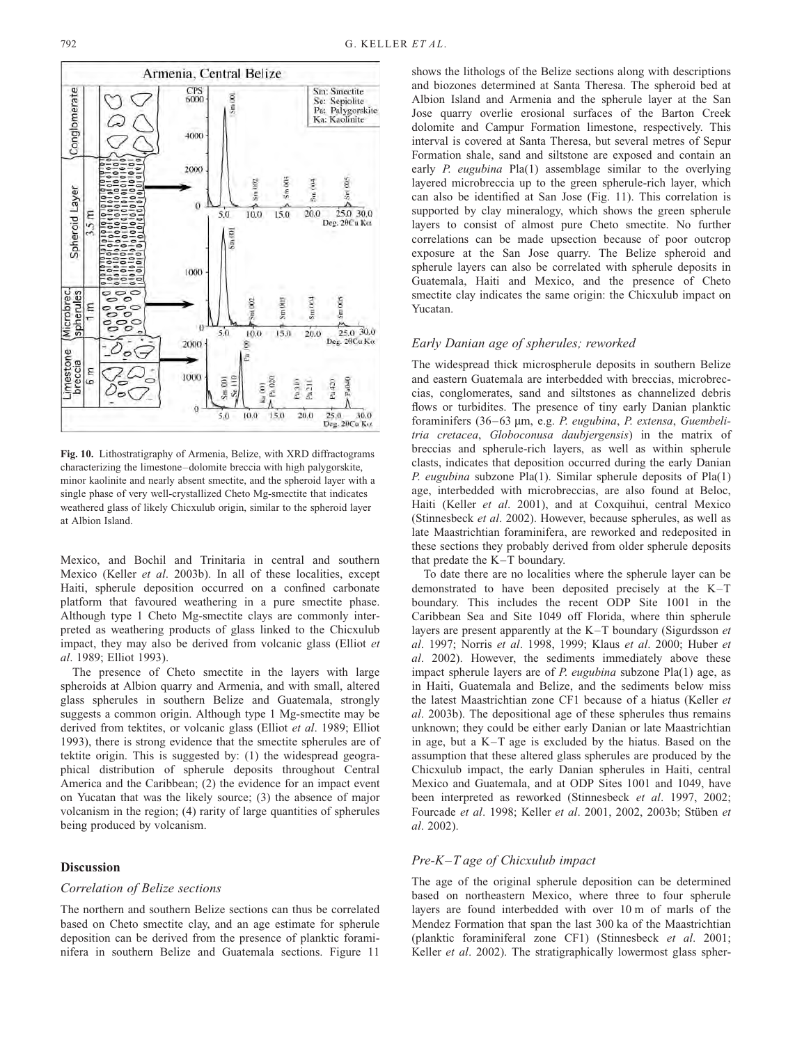Fig. 10. Lithostratigraphy of Armenia, Belize, with XRD diffractograms characterizing the limestone–dolomite breccia with high palygorskite, minor kaolinite and nearly absent smectite, and the spheroid layer with a single phase of very well-crystallized Cheto Mg-smectite that indicates weathered glass of likely Chicxulub origin, similar to the spheroid layer at Albion Island.

Mexico, and Bochil and Trinitaria in central and southern Mexico (Keller *et al*. 2003b). In all of these localities, except Haiti, spherule deposition occurred on a confined carbonate platform that favoured weathering in a pure smectite phase. Although type 1 Cheto Mg-smectite clays are commonly interpreted as weathering products of glass linked to the Chicxulub impact, they may also be derived from volcanic glass (Elliot *et al*. 1989; Elliot 1993).

The presence of Cheto smectite in the layers with large spheroids at Albion quarry and Armenia, and with small, altered glass spherules in southern Belize and Guatemala, strongly suggests a common origin. Although type 1 Mg-smectite may be derived from tektites, or volcanic glass (Elliot *et al*. 1989; Elliot 1993), there is strong evidence that the smectite spherules are of tektite origin. This is suggested by: (1) the widespread geographical distribution of spherule deposits throughout Central America and the Caribbean; (2) the evidence for an impact event on Yucatan that was the likely source; (3) the absence of major volcanism in the region; (4) rarity of large quantities of spherules being produced by volcanism.

## Discussion

### *Correlation of Belize sections*

The northern and southern Belize sections can thus be correlated based on Cheto smectite clay, and an age estimate for spherule deposition can be derived from the presence of planktic foraminifera in southern Belize and Guatemala sections. Figure 11 shows the lithologs of the Belize sections along with descriptions and biozones determined at Santa Theresa. The spheroid bed at Albion Island and Armenia and the spherule layer at the San Jose quarry overlie erosional surfaces of the Barton Creek dolomite and Campur Formation limestone, respectively. This interval is covered at Santa Theresa, but several metres of Sepur Formation shale, sand and siltstone are exposed and contain an early *P. eugubina* Pla(1) assemblage similar to the overlying layered microbreccia up to the green spherule-rich layer, which can also be identified at San Jose (Fig. 11). This correlation is supported by clay mineralogy, which shows the green spherule layers to consist of almost pure Cheto smectite. No further correlations can be made upsection because of poor outcrop exposure at the San Jose quarry. The Belize spheroid and spherule layers can also be correlated with spherule deposits in Guatemala, Haiti and Mexico, and the presence of Cheto smectite clay indicates the same origin: the Chicxulub impact on Yucatan.

### *Early Danian age of spherules; reworked*

The widespread thick microspherule deposits in southern Belize and eastern Guatemala are interbedded with breccias, microbreccias, conglomerates, sand and siltstones as channelized debris flows or turbidites. The presence of tiny early Danian planktic foraminifers (36–63 µm, e.g. *P. eugubina*, *P. extensa*, *Guembelitria cretacea*, *Globoconusa daubjergensis*) in the matrix of breccias and spherule-rich layers, as well as within spherule clasts, indicates that deposition occurred during the early Danian *P. eugubina* subzone Pla(1). Similar spherule deposits of Pla(1) age, interbedded with microbreccias, are also found at Beloc, Haiti (Keller *et al*. 2001), and at Coxquihui, central Mexico (Stinnesbeck *et al*. 2002). However, because spherules, as well as late Maastrichtian foraminifera, are reworked and redeposited in these sections they probably derived from older spherule deposits that predate the K–T boundary.

To date there are no localities where the spherule layer can be demonstrated to have been deposited precisely at the K–T boundary. This includes the recent ODP Site 1001 in the Caribbean Sea and Site 1049 off Florida, where thin spherule layers are present apparently at the K–T boundary (Sigurdsson *et al*. 1997; Norris *et al*. 1998, 1999; Klaus *et al*. 2000; Huber *et al*. 2002). However, the sediments immediately above these impact spherule layers are of *P. eugubina* subzone Pla(1) age, as in Haiti, Guatemala and Belize, and the sediments below miss the latest Maastrichtian zone CF1 because of a hiatus (Keller *et al*. 2003b). The depositional age of these spherules thus remains unknown; they could be either early Danian or late Maastrichtian in age, but a K–T age is excluded by the hiatus. Based on the assumption that these altered glass spherules are produced by the Chicxulub impact, the early Danian spherules in Haiti, central Mexico and Guatemala, and at ODP Sites 1001 and 1049, have been interpreted as reworked (Stinnesbeck *et al*. 1997, 2002; Fourcade *et al*. 1998; Keller *et al*. 2001, 2002, 2003b; Stüben *et al*. 2002).

### *Pre-K–T age of Chicxulub impact*

The age of the original spherule deposition can be determined based on northeastern Mexico, where three to four spherule layers are found interbedded with over 10 m of marls of the Mendez Formation that span the last 300 ka of the Maastrichtian (planktic foraminiferal zone CF1) (Stinnesbeck *et al*. 2001; Keller *et al*. 2002). The stratigraphically lowermost glass spher-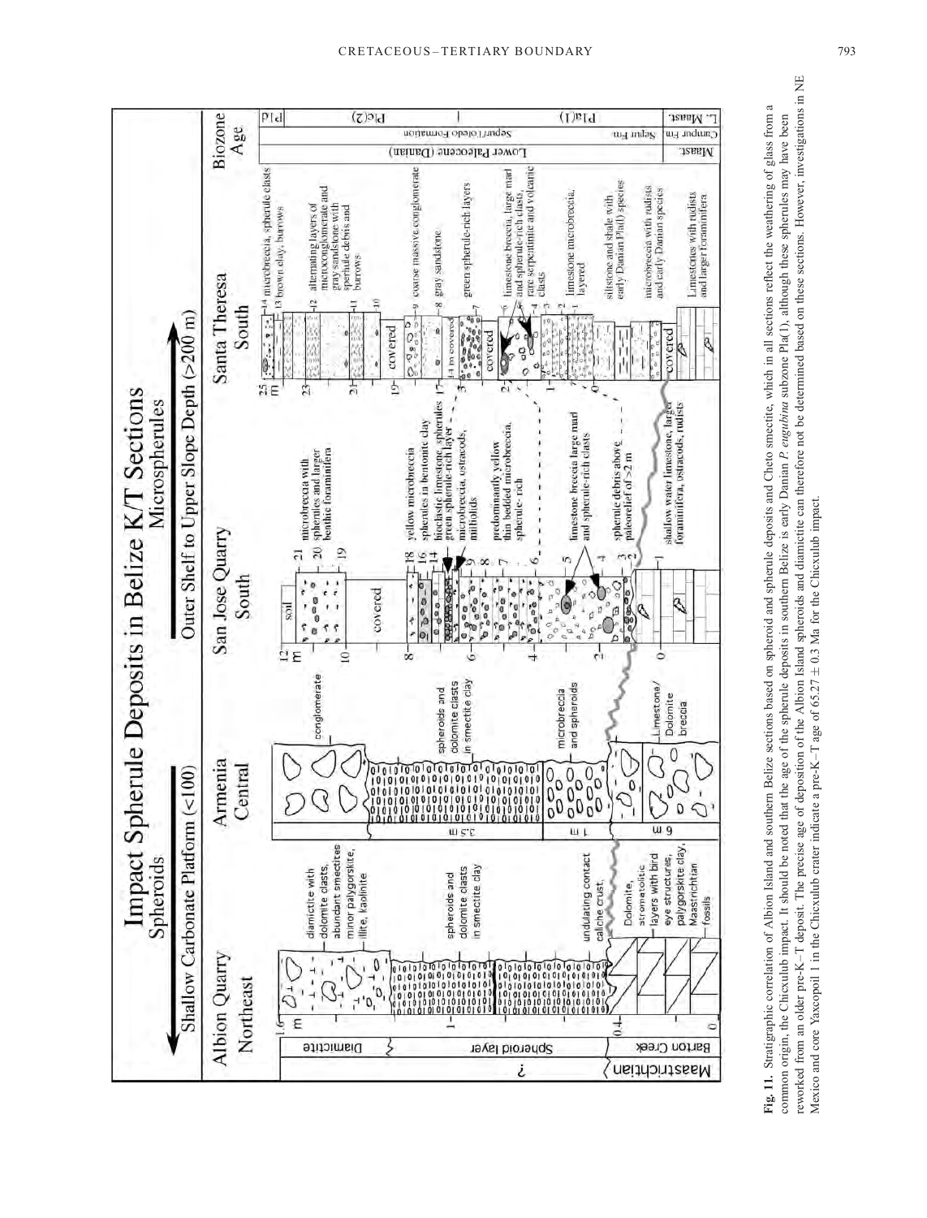**Fig. 11.** Stratigraphic correlation of Albion Island and southern Belize sections based on spheroid and spherule deposits and Cheto smectite, which in all sections reflect the weathering of glass from a common origin, the Chicxulub impact. It should be noted that the age of the spherule deposits in southern Belize is early Danian *P. eugubina* subzone Pla(1), although these spherules may have been reworked from an older pre-K–T deposit. The precise age of deposition of the Albion Island spheroids and diamictite can therefore not be determined based on these sections. However, investigations in NE Mexico and core Yaxcopoil 1 in the Chicxulub crater indicate a pre-K–T age of 65.27 ± 0.3 Ma for the Chicxulub impact.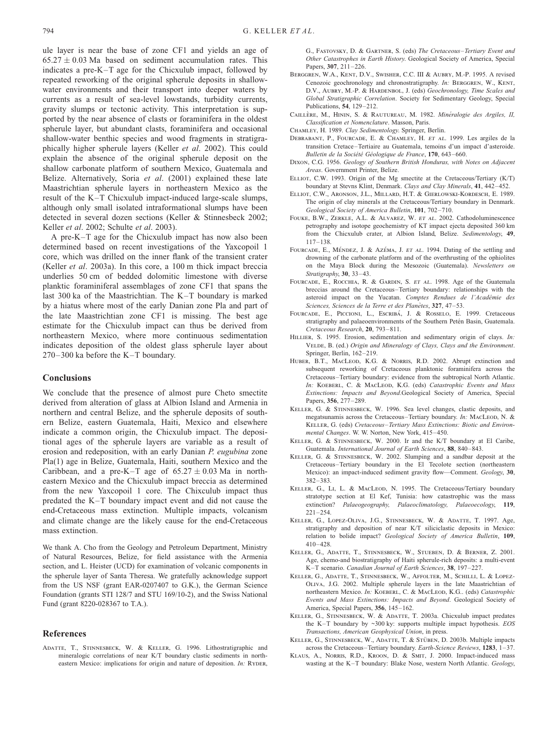ule layer is near the base of zone CF1 and yields an age of $65.27 \pm 0.03$ Ma based on sediment accumulation rates. This indicates a pre-K–T age for the Chicxulub impact, followed by repeated reworking of the original spherule deposits in shallow-water environments and their transport into deeper waters by currents as a result of sea-level lowstands, turbidity currents, gravity slumps or tectonic activity. This interpretation is supported by the near absence of clasts or foraminifera in the oldest spherule layer, but abundant clasts, foraminifera and occasional shallow-water benthic species and wood fragments in stratigraphically higher spherule layers (Keller *et al*. 2002). This could explain the absence of the original spherule deposit on the shallow carbonate platform of southern Mexico, Guatemala and Belize. Alternatively, Soria *et al*. (2001) explained these late Maastrichtian spherule layers in northeastern Mexico as the result of the K–T Chicxulub impact-induced large-scale slumps, although only small isolated intraformational slumps have been detected in several dozen sections (Keller & Stinnesbeck 2002; Keller *et al*. 2002; Schulte *et al*. 2003).

A pre-K–T age for the Chicxulub impact has now also been determined based on recent investigations of the Yaxcopoil 1 core, which was drilled on the inner flank of the transient crater (Keller *et al*. 2003a). In this core, a 100 m thick impact breccia underlies 50 cm of bedded dolomitic limestone with diverse planktic foraminiferal assemblages of zone CF1 that spans the last 300 ka of the Maastrichtian. The K–T boundary is marked by a hiatus where most of the early Danian zone Pla and part of the late Maastrichtian zone CF1 is missing. The best age estimate for the Chicxulub impact can thus be derived from northeastern Mexico, where more continuous sedimentation indicates deposition of the oldest glass spherule layer about 270–300 ka before the K–T boundary.

## Conclusions

We conclude that the presence of almost pure Cheto smectite derived from alteration of glass at Albion Island and Armenia in northern and central Belize, and the spherule deposits of southern Belize, eastern Guatemala, Haiti, Mexico and elsewhere indicate a common origin, the Chicxulub impact. The depositional ages of the spherule layers are variable as a result of erosion and redeposition, with an early Danian *P. eugubina* zone Pla(1) age in Belize, Guatemala, Haiti, southern Mexico and the Caribbean, and a pre-K–T age of $65.27 \pm 0.03$ Ma in northeastern Mexico and the Chicxulub impact breccia as determined from the new Yaxcopoil 1 core. The Chixculub impact thus predated the K–T boundary impact event and did not cause the end-Cretaceous mass extinction. Multiple impacts, volcanism and climate change are the likely cause for the end-Cretaceous mass extinction.

We thank A. Cho from the Geology and Petroleum Department, Ministry of Natural Resources, Belize, for field assistance with the Armenia section, and L. Heister (UCD) for examination of volcanic components in the spherule layer of Santa Theresa. We gratefully acknowledge support from the US NSF (grant EAR-0207407 to G.K.), the German Science Foundation (grants STI 128/7 and STU 169/10-2), and the Swiss National Fund (grant 8220-028367 to T.A.).

## References

Adatte, T., Stinnesbeck, W. & Keller, G. 1996. Lithostratigraphic and mineralogic correlations of near K/T boundary clastic sediments in northeastern Mexico: implications for origin and nature of deposition. *In:* Ryder, G., Fastovsky, D. & Gartner, S. (eds) *The Cretaceous–Tertiary Event and Other Catastrophes in Earth History*. Geological Society of America, Special Papers, **307**, 211–226.

Berggren, W.A., Kent, D.V., Swisher, C.C. III & Aubry, M.-P. 1995. A revised Cenozoic geochronology and chronostratigraphy. *In:* Berggren, W., Kent, D.V., Aubry, M.-P. & Hardenbol, J. (eds) *Geochronology, Time Scales and Global Stratigraphic Correlation*. Society for Sedimentary Geology, Special Publications, **54**, 129–212.

Caillère, M., Hinin, S. & Rautureau, M. 1982. *Minéralogie des Argiles, II, Classification et Nomenclature*. Masson, Paris.

Chamley, H. 1989. *Clay Sedimentology*. Springer, Berlin.

Debrabant, P., Fourcade, E. & Chamley, H. *et al.* 1999. Les argiles de la transition Cretace–Tertiaire au Guatemala, temoins d'un impact d'asteroide. *Bulletin de la Société Géologique de France*, **170**, 643–660.

Dixon, C.G. 1956. *Geology of Southern British Honduras, with Notes on Adjacent Areas*. Government Printer, Belize.

Elliot, C.W. 1993. Origin of the Mg smectite at the Cretaceous/Tertiary (K/T) boundary at Stevns Klint, Denmark. *Clays and Clay Minerals*, **41**, 442–452.

Elliot, C.W., Aronson, J.L., Millard, H.T. & Gierlowski-Kordesch, E. 1989. The origin of clay minerals at the Cretaceous/Tertiary boundary in Denmark. *Geological Society of America Bulletin*, **101**, 702–710.

Fouke, B.W., Zerkle, A.L. & Alvarez, W. *et al.* 2002. Cathodoluminescence petrography and isotope geochemistry of KT impact ejecta deposited 360 km from the Chicxulub crater, at Albion Island, Belize. *Sedimentology*, **49**, 117–138.

Fourcade, E., Méndez, J. & Azéma, J. *et al.* 1994. Dating of the settling and drowning of the carbonate platform and of the overthrusting of the ophiolites on the Maya Block during the Mesozoic (Guatemala). *Newsletters on Stratigraphy*, **30**, 33–43.

Fourcade, E., Rocchia, R. & Gardin, S. *et al.* 1998. Age of the Guatemala breccias around the Cretaceous–Tertiary boundary: relationships with the asteroid impact on the Yucatan. *Comptes Rendues de l'Académie des Sciences, Sciences de la Terre et des Planètes*, **327**, 47–53.

Fourcade, E., Piccioni, L., Escribá, J. & Rosselo, E. 1999. Cretaceous stratigraphy and palaeoenvironments of the Southern Petén Basin, Guatemala. *Cretaceous Research*, **20**, 793–811.

Hillier, S. 1995. Erosion, sedimentation and sedimentary origin of clays. *In:* Velde, B. (ed.) *Origin and Mineralogy of Clays, Clays and the Environment*. Springer, Berlin, 162–219.

Huber, B.T., MacLeod, K.G. & Norris, R.D. 2002. Abrupt extinction and subsequent reworking of Cretaceous planktonic foraminifera across the Cretaceous–Tertiary boundary: evidence from the subtropical North Atlantic. *In:* Koeberl, C. & MacLeod, K.G. (eds) *Catastrophic Events and Mass Extinctions: Impacts and Beyond*.Geological Society of America, Special Papers, **356**, 277–289.

Keller, G. & Stinnesbeck, W. 1996. Sea level changes, clastic deposits, and megatsunamis across the Cretaceous–Tertiary boundary. *In:* MacLeod, N. & Keller, G. (eds) *Cretaceous–Tertiary Mass Extinctions: Biotic and Environmental Changes*. W. W. Norton, New York, 415–450.

Keller, G. & Stinnesbeck, W. 2000. Ir and the K/T boundary at El Caribe, Guatemala. *International Journal of Earth Sciences*, **88**, 840–843.

Keller, G. & Stinnesbeck, W. 2002. Slumping and a sandbar deposit at the Cretaceous–Tertiary boundary in the El Tecolote section (northeastern Mexico): an impact-induced sediment gravity flow—Comment. *Geology*, **30**, 382–383.

Keller, G., Li, L. & MacLeod, N. 1995. The Cretaceous/Tertiary boundary stratotype section at El Kef, Tunisia: how catastrophic was the mass extinction? *Palaeogeography, Palaeoclimatology, Palaeoecology*, **119**, 221–254.

Keller, G., Lopez-Oliva, J.G., Stinnesbeck, W. & Adatte, T. 1997. Age, stratigraphy and deposition of near K/T siliciclastic deposits in Mexico: relation to bolide impact? *Geological Society of America Bulletin*, **109**, 410–428.

Keller, G., Adatte, T., Stinnesbeck, W., Stueben, D. & Berner, Z. 2001. Age, chemo-and biostratigraphy of Haiti spherule-rich deposits: a multi-event K–T scenario. *Canadian Journal of Earth Sciences*, **38**, 197–227.

Keller, G., Adatte, T., Stinnesbeck, W., Affolter, M., Schilli, L. & Lopez-Oliva, J.G. 2002. Multiple spherule layers in the late Maastrichtian of northeastern Mexico. *In:* Koeberl, C. & MacLeod, K.G.. (eds) *Catastrophic Events and Mass Extinctions: Impacts and Beyond*. Geological Society of America, Special Papers, **356**, 145–162.

Keller, G., Stinnesbeck, W. & Adatte, T. 2003a. Chicxulub impact predates the K–T boundary by ~300 ky: supports multiple impact hypothesis. *EOS Transactions, American Geophysical Union*, in press.

Keller, G., Stinnesbeck, W., Adatte, T. & Stüben, D. 2003b. Multiple impacts across the Cretaceous–Tertiary boundary. *Earth-Science Reviews*, **1283**, 1–37.

Klaus, A., Norris, R.D., Kroon, D. & Smit, J. 2000. Impact-induced mass wasting at the K–T boundary: Blake Nose, western North Atlantic. *Geology*,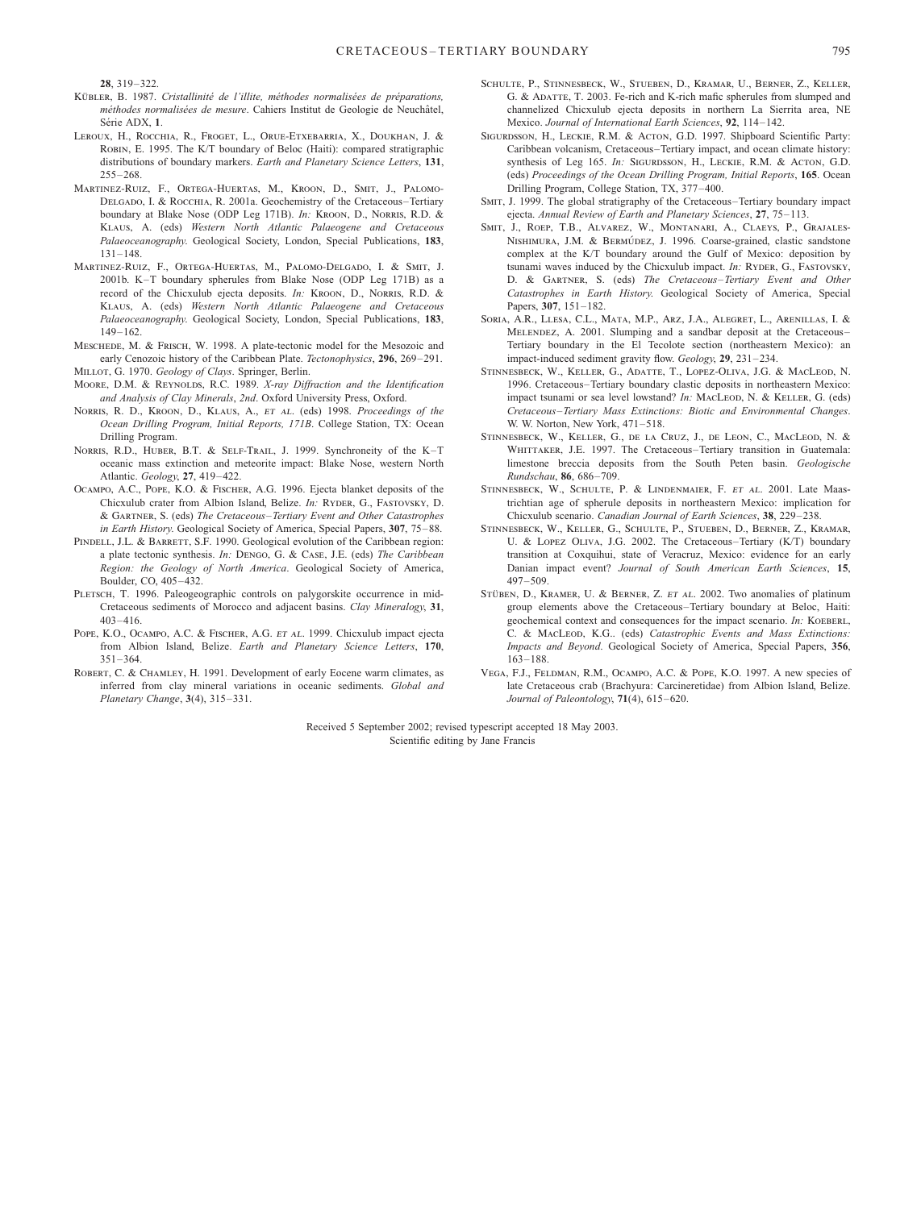**28**, 319–322.

Kübler, B. 1987. *Cristallinité de l'illite, méthodes normalisées de préparations, méthodes normalisées de mesure*. Cahiers Institut de Geologie de Neuchâtel, Série ADX, **1**.

Leroux, H., Rocchia, R., Froget, L., Orue-Etxebarria, X., Doukhan, J. & Robin, E. 1995. The K/T boundary of Beloc (Haiti): compared stratigraphic distributions of boundary markers. *Earth and Planetary Science Letters*, **131**, 255–268.

Martinez-Ruiz, F., Ortega-Huertas, M., Kroon, D., Smit, J., Palomo-Delgado, I. & Rocchia, R. 2001a. Geochemistry of the Cretaceous–Tertiary boundary at Blake Nose (ODP Leg 171B). *In:* Kroon, D., Norris, R.D. & Klaus, A. (eds) *Western North Atlantic Palaeogene and Cretaceous Palaeoceanography.* Geological Society, London, Special Publications, **183**, 131–148.

Martinez-Ruiz, F., Ortega-Huertas, M., Palomo-Delgado, I. & Smit, J. 2001b. K–T boundary spherules from Blake Nose (ODP Leg 171B) as a record of the Chicxulub ejecta deposits. *In:* Kroon, D., Norris, R.D. & Klaus, A. (eds) *Western North Atlantic Palaeogene and Cretaceous Palaeoceanography.* Geological Society, London, Special Publications, **183**, 149–162.

Meschede, M. & Frisch, W. 1998. A plate-tectonic model for the Mesozoic and early Cenozoic history of the Caribbean Plate. *Tectonophysics*, **296**, 269–291.

Millot, G. 1970. *Geology of Clays*. Springer, Berlin.

Moore, D.M. & Reynolds, R.C. 1989. *X-ray Diffraction and the Identification and Analysis of Clay Minerals*, *2nd*. Oxford University Press, Oxford.

Norris, R. D., Kroon, D., Klaus, A., *et al.* (eds) 1998. *Proceedings of the Ocean Drilling Program, Initial Reports, 171B*. College Station, TX: Ocean Drilling Program.

Norris, R.D., Huber, B.T. & Self-Trail, J. 1999. Synchroneity of the K–T oceanic mass extinction and meteorite impact: Blake Nose, western North Atlantic. *Geology*, **27**, 419–422.

Ocampo, A.C., Pope, K.O. & Fischer, A.G. 1996. Ejecta blanket deposits of the Chicxulub crater from Albion Island, Belize. *In:* Ryder, G., Fastovsky, D. & Gartner, S. (eds) *The Cretaceous–Tertiary Event and Other Catastrophes in Earth History.* Geological Society of America, Special Papers, **307**, 75–88.

Pindell, J.L. & Barrett, S.F. 1990. Geological evolution of the Caribbean region: a plate tectonic synthesis. *In:* Dengo, G. & Case, J.E. (eds) *The Caribbean Region: the Geology of North America*. Geological Society of America, Boulder, CO, 405–432.

Pletsch, T. 1996. Paleogeographic controls on palygorskite occurrence in mid-Cretaceous sediments of Morocco and adjacent basins. *Clay Mineralogy*, **31**, 403–416.

Pope, K.O., Ocampo, A.C. & Fischer, A.G. *et al.* 1999. Chicxulub impact ejecta from Albion Island, Belize. *Earth and Planetary Science Letters*, **170**, 351–364.

Robert, C. & Chamley, H. 1991. Development of early Eocene warm climates, as inferred from clay mineral variations in oceanic sediments. *Global and Planetary Change*, **3**(4), 315–331.

Schulte, P., Stinnesbeck, W., Stueben, D., Kramar, U., Berner, Z., Keller, G. & Adatte, T. 2003. Fe-rich and K-rich mafic spherules from slumped and channelized Chicxulub ejecta deposits in northern La Sierrita area, NE Mexico. *Journal of International Earth Sciences*, **92**, 114–142.

Sigurdsson, H., Leckie, R.M. & Acton, G.D. 1997. Shipboard Scientific Party: Caribbean volcanism, Cretaceous–Tertiary impact, and ocean climate history: synthesis of Leg 165. *In:* Sigurdsson, H., Leckie, R.M. & Acton, G.D. (eds) *Proceedings of the Ocean Drilling Program, Initial Reports*, **165**. Ocean Drilling Program, College Station, TX, 377–400.

Smit, J. 1999. The global stratigraphy of the Cretaceous–Tertiary boundary impact ejecta. *Annual Review of Earth and Planetary Sciences*, **27**, 75–113.

Smit, J., Roep, T.B., Alvarez, W., Montanari, A., Claeys, P., Grajales-Nishimura, J.M. & Bermúdez, J. 1996. Coarse-grained, clastic sandstone complex at the K/T boundary around the Gulf of Mexico: deposition by tsunami waves induced by the Chicxulub impact. *In:* Ryder, G., Fastovsky, D. & Gartner, S. (eds) *The Cretaceous–Tertiary Event and Other Catastrophes in Earth History.* Geological Society of America, Special Papers, **307**, 151–182.

Soria, A.R., Llesa, C.L., Mata, M.P., Arz, J.A., Alegret, L., Arenillas, I. & Melendez, A. 2001. Slumping and a sandbar deposit at the Cretaceous–Tertiary boundary in the El Tecolote section (northeastern Mexico): an impact-induced sediment gravity flow. *Geology*, **29**, 231–234.

Stinnesbeck, W., Keller, G., Adatte, T., Lopez-Oliva, J.G. & MacLeod, N. 1996. Cretaceous–Tertiary boundary clastic deposits in northeastern Mexico: impact tsunami or sea level lowstand? *In:* MacLeod, N. & Keller, G. (eds) *Cretaceous–Tertiary Mass Extinctions: Biotic and Environmental Changes*. W. W. Norton, New York, 471–518.

Stinnesbeck, W., Keller, G., de la Cruz, J., de Leon, C., MacLeod, N. & Whittaker, J.E. 1997. The Cretaceous–Tertiary transition in Guatemala: limestone breccia deposits from the South Peten basin. *Geologische Rundschau*, **86**, 686–709.

Stinnesbeck, W., Schulte, P. & Lindenmaier, F. *et al.* 2001. Late Maastrichtian age of spherule deposits in northeastern Mexico: implication for Chicxulub scenario. *Canadian Journal of Earth Sciences*, **38**, 229–238.

Stinnesbeck, W., Keller, G., Schulte, P., Stueben, D., Berner, Z., Kramar, U. & Lopez Oliva, J.G. 2002. The Cretaceous–Tertiary (K/T) boundary transition at Coxquihui, state of Veracruz, Mexico: evidence for an early Danian impact event? *Journal of South American Earth Sciences*, **15**, 497–509.

Stüben, D., Kramer, U. & Berner, Z. *et al.* 2002. Two anomalies of platinum group elements above the Cretaceous–Tertiary boundary at Beloc, Haiti: geochemical context and consequences for the impact scenario. *In:* Koeberl, C. & MacLeod, K.G.. (eds) *Catastrophic Events and Mass Extinctions: Impacts and Beyond*. Geological Society of America, Special Papers, **356**, 163–188.

Vega, F.J., Feldman, R.M., Ocampo, A.C. & Pope, K.O. 1997. A new species of late Cretaceous crab (Brachyura: Carcineretidae) from Albion Island, Belize. *Journal of Paleontology*, **71**(4), 615–620.

Received 5 September 2002; revised typescript accepted 18 May 2003.
Scientific editing by Jane Francis